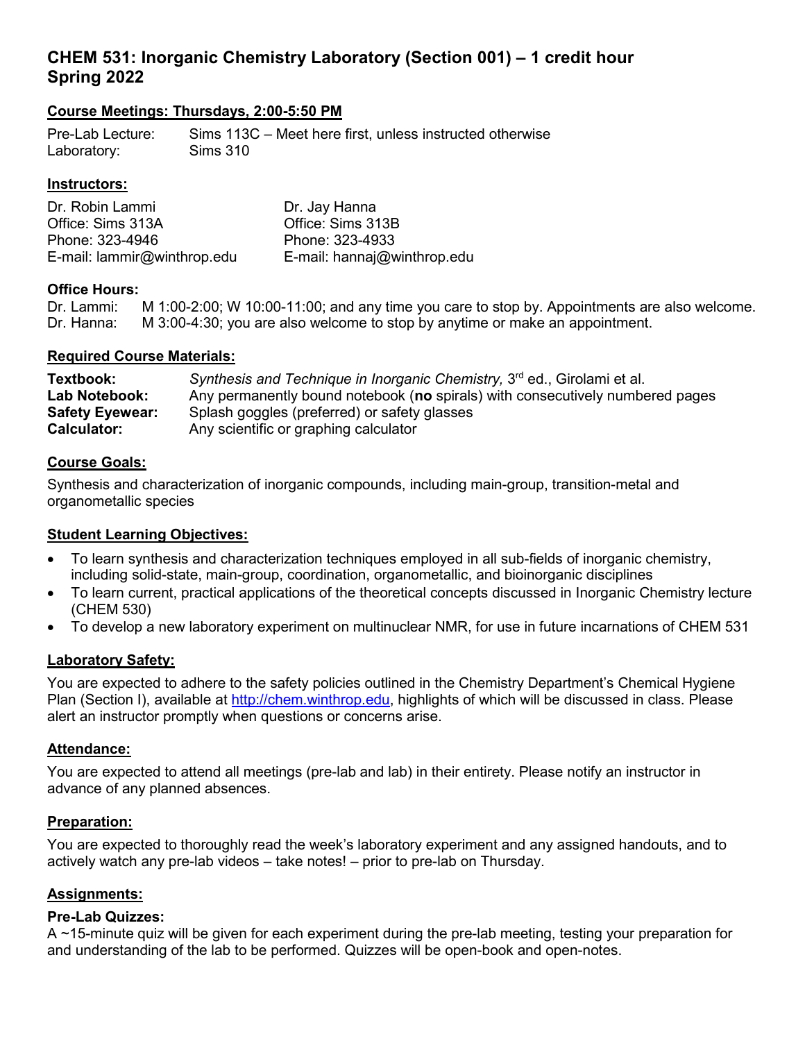# CHEM 531: Inorganic Chemistry Laboratory (Section 001) – 1 credit hour
# Spring 2022

## Course Meetings: Thursdays, 2:00-5:50 PM

Pre-Lab Lecture: Sims 113C – Meet here first, unless instructed otherwise
Laboratory: Sims 310

## Instructors:

| Dr. Robin Lammi | Dr. Jay Hanna |
|---|---|
| Office: Sims 313A | Office: Sims 313B |
| Phone: 323-4946 | Phone: 323-4933 |
| E-mail: lammir@winthrop.edu | E-mail: hannaj@winthrop.edu |

**Office Hours:**

Dr. Lammi: M 1:00-2:00; W 10:00-11:00; and any time you care to stop by. Appointments are also welcome.
Dr. Hanna: M 3:00-4:30; you are also welcome to stop by anytime or make an appointment.

## Required Course Materials:

| | |
|---|---|
| **Textbook:** | *Synthesis and Technique in Inorganic Chemistry,* 3rd ed., Girolami et al. |
| **Lab Notebook:** | Any permanently bound notebook (**no** spirals) with consecutively numbered pages |
| **Safety Eyewear:** | Splash goggles (preferred) or safety glasses |
| **Calculator:** | Any scientific or graphing calculator |

## Course Goals:

Synthesis and characterization of inorganic compounds, including main-group, transition-metal and organometallic species

## Student Learning Objectives:

- To learn synthesis and characterization techniques employed in all sub-fields of inorganic chemistry, including solid-state, main-group, coordination, organometallic, and bioinorganic disciplines
- To learn current, practical applications of the theoretical concepts discussed in Inorganic Chemistry lecture (CHEM 530)
- To develop a new laboratory experiment on multinuclear NMR, for use in future incarnations of CHEM 531

## Laboratory Safety:

You are expected to adhere to the safety policies outlined in the Chemistry Department's Chemical Hygiene Plan (Section I), available at http://chem.winthrop.edu, highlights of which will be discussed in class. Please alert an instructor promptly when questions or concerns arise.

## Attendance:

You are expected to attend all meetings (pre-lab and lab) in their entirety. Please notify an instructor in advance of any planned absences.

## Preparation:

You are expected to thoroughly read the week's laboratory experiment and any assigned handouts, and to actively watch any pre-lab videos – take notes! – prior to pre-lab on Thursday.

## Assignments:

### Pre-Lab Quizzes:

A ~15-minute quiz will be given for each experiment during the pre-lab meeting, testing your preparation for and understanding of the lab to be performed. Quizzes will be open-book and open-notes.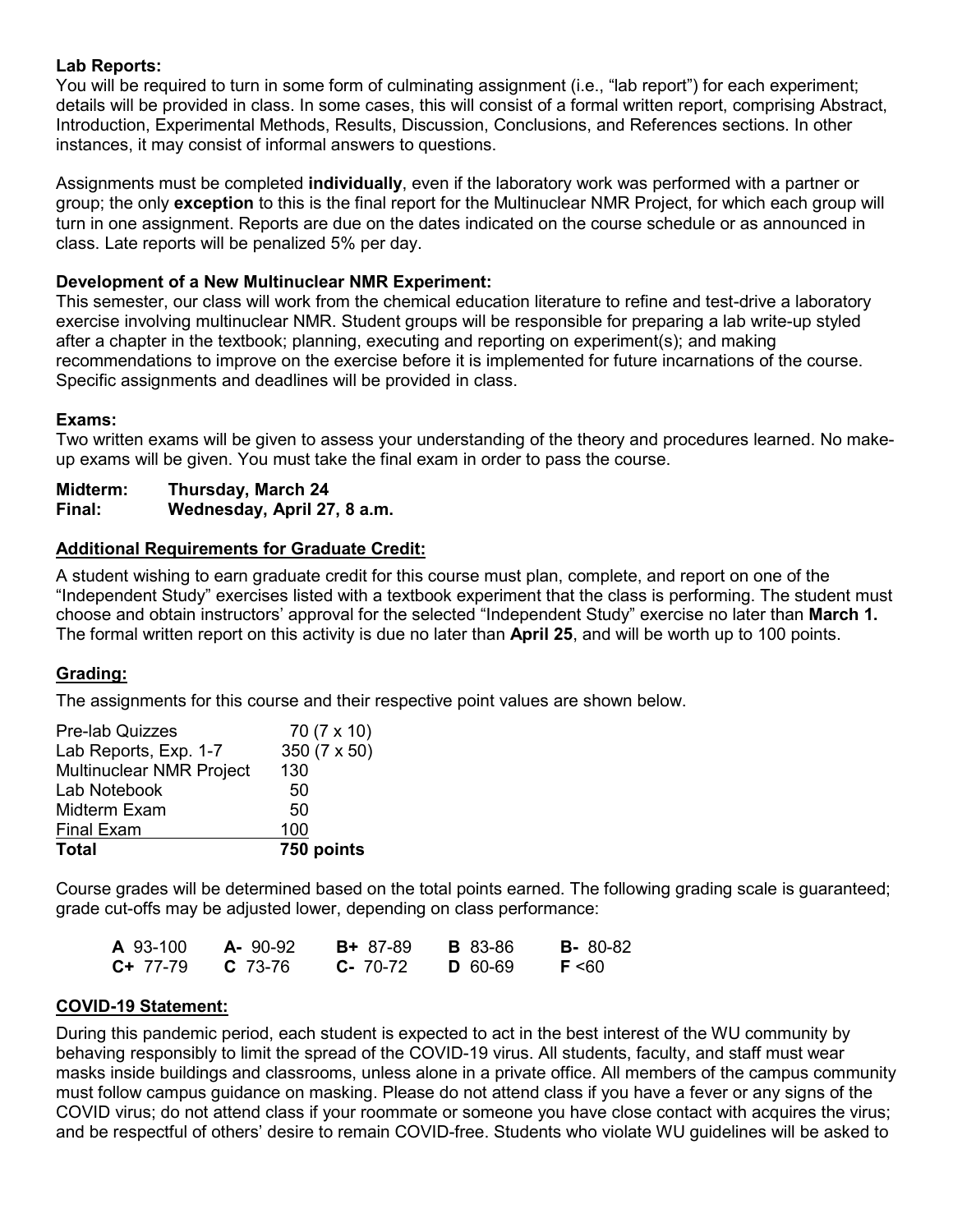**Lab Reports:**
You will be required to turn in some form of culminating assignment (i.e., "lab report") for each experiment; details will be provided in class. In some cases, this will consist of a formal written report, comprising Abstract, Introduction, Experimental Methods, Results, Discussion, Conclusions, and References sections. In other instances, it may consist of informal answers to questions.

Assignments must be completed **individually**, even if the laboratory work was performed with a partner or group; the only **exception** to this is the final report for the Multinuclear NMR Project, for which each group will turn in one assignment. Reports are due on the dates indicated on the course schedule or as announced in class. Late reports will be penalized 5% per day.

**Development of a New Multinuclear NMR Experiment:**
This semester, our class will work from the chemical education literature to refine and test-drive a laboratory exercise involving multinuclear NMR. Student groups will be responsible for preparing a lab write-up styled after a chapter in the textbook; planning, executing and reporting on experiment(s); and making recommendations to improve on the exercise before it is implemented for future incarnations of the course. Specific assignments and deadlines will be provided in class.

**Exams:**
Two written exams will be given to assess your understanding of the theory and procedures learned. No make-up exams will be given. You must take the final exam in order to pass the course.

**Midterm:** **Thursday, March 24**
**Final:** **Wednesday, April 27, 8 a.m.**

## Additional Requirements for Graduate Credit:

A student wishing to earn graduate credit for this course must plan, complete, and report on one of the "Independent Study" exercises listed with a textbook experiment that the class is performing. The student must choose and obtain instructors' approval for the selected "Independent Study" exercise no later than **March 1.** The formal written report on this activity is due no later than **April 25**, and will be worth up to 100 points.

## Grading:

The assignments for this course and their respective point values are shown below.

| Assignment | Points |
|---|---|
| Pre-lab Quizzes | 70 (7 x 10) |
| Lab Reports, Exp. 1-7 | 350 (7 x 50) |
| Multinuclear NMR Project | 130 |
| Lab Notebook | 50 |
| Midterm Exam | 50 |
| Final Exam | 100 |
| **Total** | **750 points** |

Course grades will be determined based on the total points earned. The following grading scale is guaranteed; grade cut-offs may be adjusted lower, depending on class performance:

| | | | | |
|---|---|---|---|---|
| **A** 93-100 | **A-** 90-92 | **B+** 87-89 | **B** 83-86 | **B-** 80-82 |
| **C+** 77-79 | **C** 73-76 | **C-** 70-72 | **D** 60-69 | **F** <60 |

## COVID-19 Statement:

During this pandemic period, each student is expected to act in the best interest of the WU community by behaving responsibly to limit the spread of the COVID-19 virus. All students, faculty, and staff must wear masks inside buildings and classrooms, unless alone in a private office. All members of the campus community must follow campus guidance on masking. Please do not attend class if you have a fever or any signs of the COVID virus; do not attend class if your roommate or someone you have close contact with acquires the virus; and be respectful of others' desire to remain COVID-free. Students who violate WU guidelines will be asked to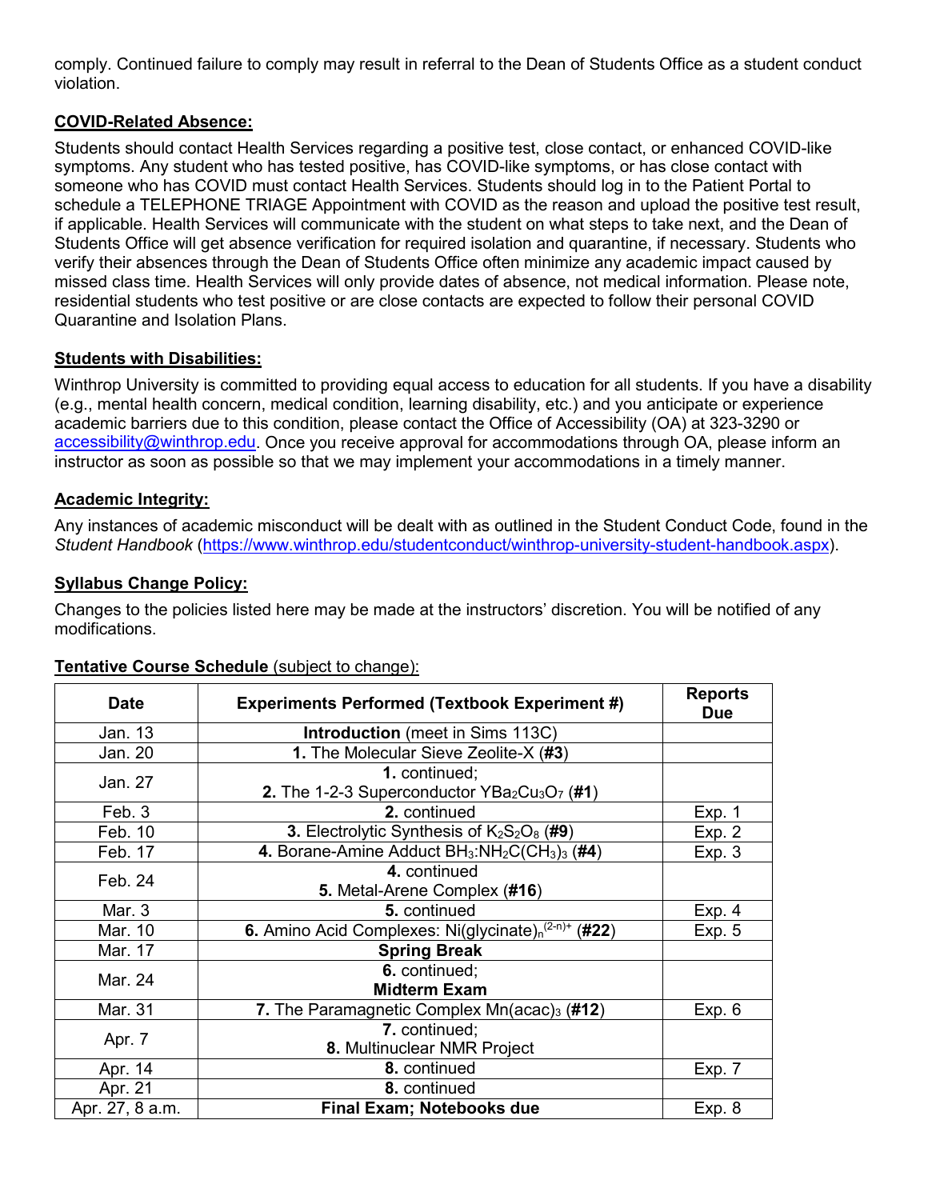comply. Continued failure to comply may result in referral to the Dean of Students Office as a student conduct violation.

## COVID-Related Absence:

Students should contact Health Services regarding a positive test, close contact, or enhanced COVID-like symptoms. Any student who has tested positive, has COVID-like symptoms, or has close contact with someone who has COVID must contact Health Services. Students should log in to the Patient Portal to schedule a TELEPHONE TRIAGE Appointment with COVID as the reason and upload the positive test result, if applicable. Health Services will communicate with the student on what steps to take next, and the Dean of Students Office will get absence verification for required isolation and quarantine, if necessary. Students who verify their absences through the Dean of Students Office often minimize any academic impact caused by missed class time. Health Services will only provide dates of absence, not medical information. Please note, residential students who test positive or are close contacts are expected to follow their personal COVID Quarantine and Isolation Plans.

## Students with Disabilities:

Winthrop University is committed to providing equal access to education for all students. If you have a disability (e.g., mental health concern, medical condition, learning disability, etc.) and you anticipate or experience academic barriers due to this condition, please contact the Office of Accessibility (OA) at 323-3290 or accessibility@winthrop.edu. Once you receive approval for accommodations through OA, please inform an instructor as soon as possible so that we may implement your accommodations in a timely manner.

## Academic Integrity:

Any instances of academic misconduct will be dealt with as outlined in the Student Conduct Code, found in the *Student Handbook* (https://www.winthrop.edu/studentconduct/winthrop-university-student-handbook.aspx).

## Syllabus Change Policy:

Changes to the policies listed here may be made at the instructors' discretion. You will be notified of any modifications.

## Tentative Course Schedule (subject to change):

| Date | Experiments Performed (Textbook Experiment #) | Reports Due |
|---|---|---|
| Jan. 13 | **Introduction** (meet in Sims 113C) | |
| Jan. 20 | **1.** The Molecular Sieve Zeolite-X (**#3**) | |
| Jan. 27 | **1.** continued; **2.** The 1-2-3 Superconductor $YBa_2Cu_3O_7$ (**#1**) | |
| Feb. 3 | **2.** continued | Exp. 1 |
| Feb. 10 | **3.** Electrolytic Synthesis of $K_2S_2O_8$ (**#9**) | Exp. 2 |
| Feb. 17 | **4.** Borane-Amine Adduct $BH_3{:}NH_2C(CH_3)_3$ (**#4**) | Exp. 3 |
| Feb. 24 | **4.** continued **5.** Metal-Arene Complex (**#16**) | |
| Mar. 3 | **5.** continued | Exp. 4 |
| Mar. 10 | **6.** Amino Acid Complexes: $Ni(glycinate)_n^{(2-n)+}$ (**#22**) | Exp. 5 |
| Mar. 17 | **Spring Break** | |
| Mar. 24 | **6.** continued; **Midterm Exam** | |
| Mar. 31 | **7.** The Paramagnetic Complex $Mn(acac)_3$ (**#12**) | Exp. 6 |
| Apr. 7 | **7.** continued; **8.** Multinuclear NMR Project | |
| Apr. 14 | **8.** continued | Exp. 7 |
| Apr. 21 | **8.** continued | |
| Apr. 27, 8 a.m. | **Final Exam; Notebooks due** | Exp. 8 |